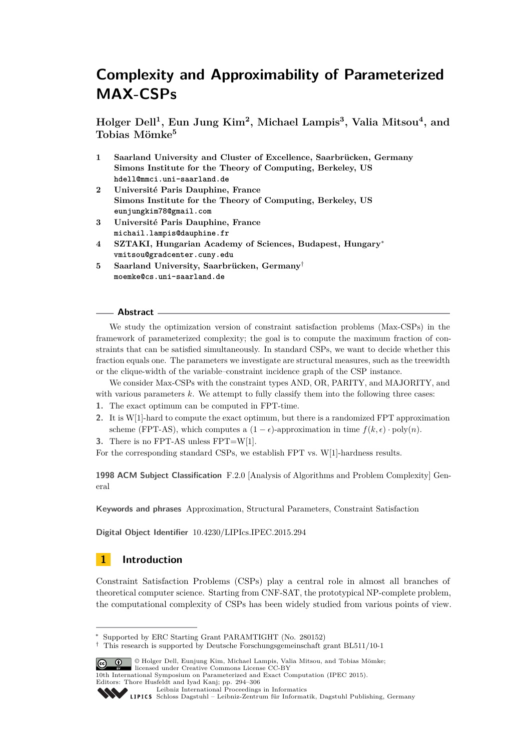# Complexity and Approximability of Parameterized MAX-CSPs

**Holger Dell[1], Eun Jung Kim[2], Michael Lampis[3], Valia Mitsou[4], and Tobias Mömke[5]**

1. **Saarland University and Cluster of Excellence, Saarbrücken, Germany**
   **Simons Institute for the Theory of Computing, Berkeley, US**
   `hdell@mmci.uni-saarland.de`
2. **Université Paris Dauphine, France**
   **Simons Institute for the Theory of Computing, Berkeley, US**
   `eunjungkim78@gmail.com`
3. **Université Paris Dauphine, France**
   `michail.lampis@dauphine.fr`
4. **SZTAKI, Hungarian Academy of Sciences, Budapest, Hungary***
   `vmitsou@gradcenter.cuny.edu`
5. **Saarland University, Saarbrücken, Germany†**
   `moemke@cs.uni-saarland.de`

## Abstract

We study the optimization version of constraint satisfaction problems (Max-CSPs) in the framework of parameterized complexity; the goal is to compute the maximum fraction of constraints that can be satisfied simultaneously. In standard CSPs, we want to decide whether this fraction equals one. The parameters we investigate are structural measures, such as the treewidth or the clique-width of the variable–constraint incidence graph of the CSP instance.

We consider Max-CSPs with the constraint types AND, OR, PARITY, and MAJORITY, and with various parameters $k$. We attempt to fully classify them into the following three cases:

1. The exact optimum can be computed in FPT-time.
2. It is W[1]-hard to compute the exact optimum, but there is a randomized FPT approximation scheme (FPT-AS), which computes a $(1-\epsilon)$-approximation in time $f(k,\epsilon)\cdot \mathrm{poly}(n)$.
3. There is no FPT-AS unless FPT=W[1].

For the corresponding standard CSPs, we establish FPT vs. W[1]-hardness results.

**1998 ACM Subject Classification** F.2.0 [Analysis of Algorithms and Problem Complexity] General

**Keywords and phrases** Approximation, Structural Parameters, Constraint Satisfaction

**Digital Object Identifier** 10.4230/LIPIcs.IPEC.2015.294

## 1 Introduction

Constraint Satisfaction Problems (CSPs) play a central role in almost all branches of theoretical computer science. Starting from CNF-SAT, the prototypical NP-complete problem, the computational complexity of CSPs has been widely studied from various points of view.

---

\* Supported by ERC Starting Grant PARAMTIGHT (No. 280152)

† This research is supported by Deutsche Forschungsgemeinschaft grant BL511/10-1

© Holger Dell, Eunjung Kim, Michael Lampis, Valia Mitsou, and Tobias Mömke; licensed under Creative Commons License CC-BY
10th International Symposium on Parameterized and Exact Computation (IPEC 2015).
Editors: Thore Husfeldt and Iyad Kanj; pp. 294–306
Leibniz International Proceedings in Informatics
Schloss Dagstuhl – Leibniz-Zentrum für Informatik, Dagstuhl Publishing, Germany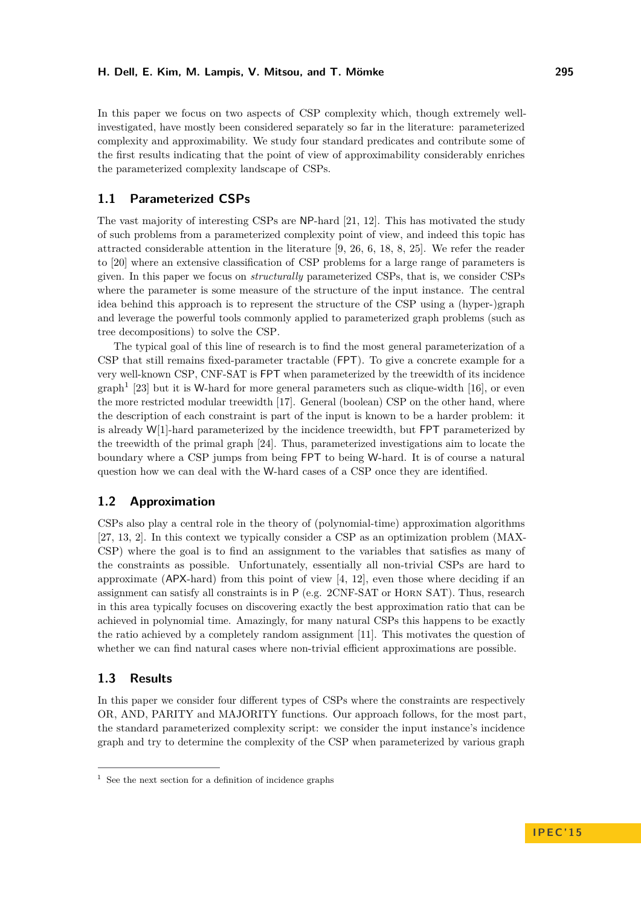In this paper we focus on two aspects of CSP complexity which, though extremely well-investigated, have mostly been considered separately so far in the literature: parameterized complexity and approximability. We study four standard predicates and contribute some of the first results indicating that the point of view of approximability considerably enriches the parameterized complexity landscape of CSPs.

## 1.1 Parameterized CSPs

The vast majority of interesting CSPs are NP-hard [21, 12]. This has motivated the study of such problems from a parameterized complexity point of view, and indeed this topic has attracted considerable attention in the literature [9, 26, 6, 18, 8, 25]. We refer the reader to [20] where an extensive classification of CSP problems for a large range of parameters is given. In this paper we focus on *structurally* parameterized CSPs, that is, we consider CSPs where the parameter is some measure of the structure of the input instance. The central idea behind this approach is to represent the structure of the CSP using a (hyper-)graph and leverage the powerful tools commonly applied to parameterized graph problems (such as tree decompositions) to solve the CSP.

The typical goal of this line of research is to find the most general parameterization of a CSP that still remains fixed-parameter tractable (FPT). To give a concrete example for a very well-known CSP, CNF-SAT is FPT when parameterized by the treewidth of its incidence graph[1] [23] but it is W-hard for more general parameters such as clique-width [16], or even the more restricted modular treewidth [17]. General (boolean) CSP on the other hand, where the description of each constraint is part of the input is known to be a harder problem: it is already W[1]-hard parameterized by the incidence treewidth, but FPT parameterized by the treewidth of the primal graph [24]. Thus, parameterized investigations aim to locate the boundary where a CSP jumps from being FPT to being W-hard. It is of course a natural question how we can deal with the W-hard cases of a CSP once they are identified.

## 1.2 Approximation

CSPs also play a central role in the theory of (polynomial-time) approximation algorithms [27, 13, 2]. In this context we typically consider a CSP as an optimization problem (MAX-CSP) where the goal is to find an assignment to the variables that satisfies as many of the constraints as possible. Unfortunately, essentially all non-trivial CSPs are hard to approximate (APX-hard) from this point of view [4, 12], even those where deciding if an assignment can satisfy all constraints is in P (e.g. 2CNF-SAT or Horn SAT). Thus, research in this area typically focuses on discovering exactly the best approximation ratio that can be achieved in polynomial time. Amazingly, for many natural CSPs this happens to be exactly the ratio achieved by a completely random assignment [11]. This motivates the question of whether we can find natural cases where non-trivial efficient approximations are possible.

## 1.3 Results

In this paper we consider four different types of CSPs where the constraints are respectively OR, AND, PARITY and MAJORITY functions. Our approach follows, for the most part, the standard parameterized complexity script: we consider the input instance's incidence graph and try to determine the complexity of the CSP when parameterized by various graph

[1] See the next section for a definition of incidence graphs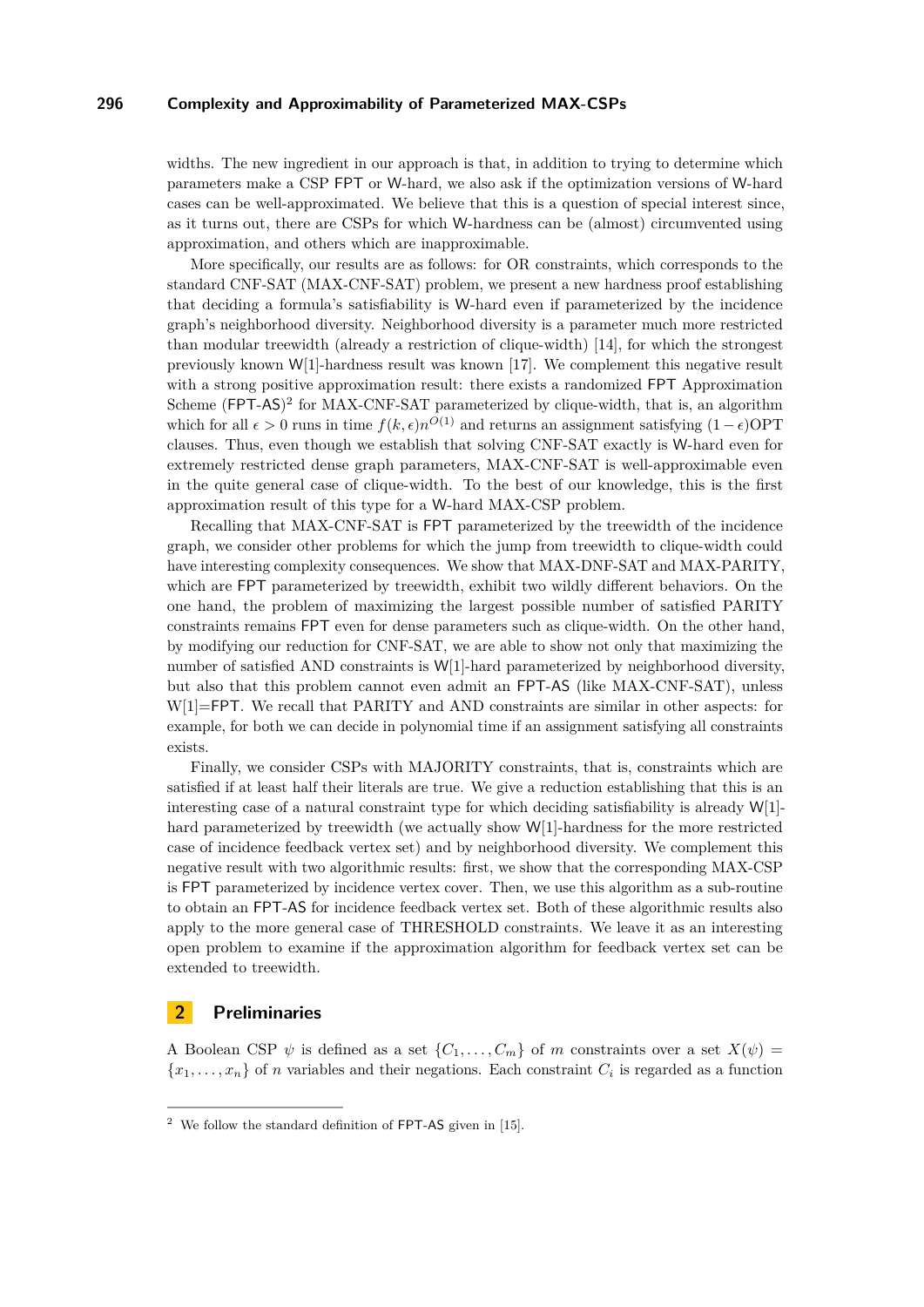widths. The new ingredient in our approach is that, in addition to trying to determine which parameters make a CSP FPT or W-hard, we also ask if the optimization versions of W-hard cases can be well-approximated. We believe that this is a question of special interest since, as it turns out, there are CSPs for which W-hardness can be (almost) circumvented using approximation, and others which are inapproximable.

More specifically, our results are as follows: for OR constraints, which corresponds to the standard CNF-SAT (MAX-CNF-SAT) problem, we present a new hardness proof establishing that deciding a formula's satisfiability is W-hard even if parameterized by the incidence graph's neighborhood diversity. Neighborhood diversity is a parameter much more restricted than modular treewidth (already a restriction of clique-width) [14], for which the strongest previously known W[1]-hardness result was known [17]. We complement this negative result with a strong positive approximation result: there exists a randomized FPT Approximation Scheme (FPT-AS)[2] for MAX-CNF-SAT parameterized by clique-width, that is, an algorithm which for all $\epsilon > 0$ runs in time $f(k, \epsilon)n^{O(1)}$ and returns an assignment satisfying $(1 - \epsilon)$OPT clauses. Thus, even though we establish that solving CNF-SAT exactly is W-hard even for extremely restricted dense graph parameters, MAX-CNF-SAT is well-approximable even in the quite general case of clique-width. To the best of our knowledge, this is the first approximation result of this type for a W-hard MAX-CSP problem.

Recalling that MAX-CNF-SAT is FPT parameterized by the treewidth of the incidence graph, we consider other problems for which the jump from treewidth to clique-width could have interesting complexity consequences. We show that MAX-DNF-SAT and MAX-PARITY, which are FPT parameterized by treewidth, exhibit two wildly different behaviors. On the one hand, the problem of maximizing the largest possible number of satisfied PARITY constraints remains FPT even for dense parameters such as clique-width. On the other hand, by modifying our reduction for CNF-SAT, we are able to show not only that maximizing the number of satisfied AND constraints is W[1]-hard parameterized by neighborhood diversity, but also that this problem cannot even admit an FPT-AS (like MAX-CNF-SAT), unless W[1]=FPT. We recall that PARITY and AND constraints are similar in other aspects: for example, for both we can decide in polynomial time if an assignment satisfying all constraints exists.

Finally, we consider CSPs with MAJORITY constraints, that is, constraints which are satisfied if at least half their literals are true. We give a reduction establishing that this is an interesting case of a natural constraint type for which deciding satisfiability is already W[1]-hard parameterized by treewidth (we actually show W[1]-hardness for the more restricted case of incidence feedback vertex set) and by neighborhood diversity. We complement this negative result with two algorithmic results: first, we show that the corresponding MAX-CSP is FPT parameterized by incidence vertex cover. Then, we use this algorithm as a sub-routine to obtain an FPT-AS for incidence feedback vertex set. Both of these algorithmic results also apply to the more general case of THRESHOLD constraints. We leave it as an interesting open problem to examine if the approximation algorithm for feedback vertex set can be extended to treewidth.

## 2 Preliminaries

A Boolean CSP $\psi$ is defined as a set $\{C_1, \dots, C_m\}$ of $m$ constraints over a set $X(\psi) = \{x_1, \dots, x_n\}$ of $n$ variables and their negations. Each constraint $C_i$ is regarded as a function

---

[2] We follow the standard definition of FPT-AS given in [15].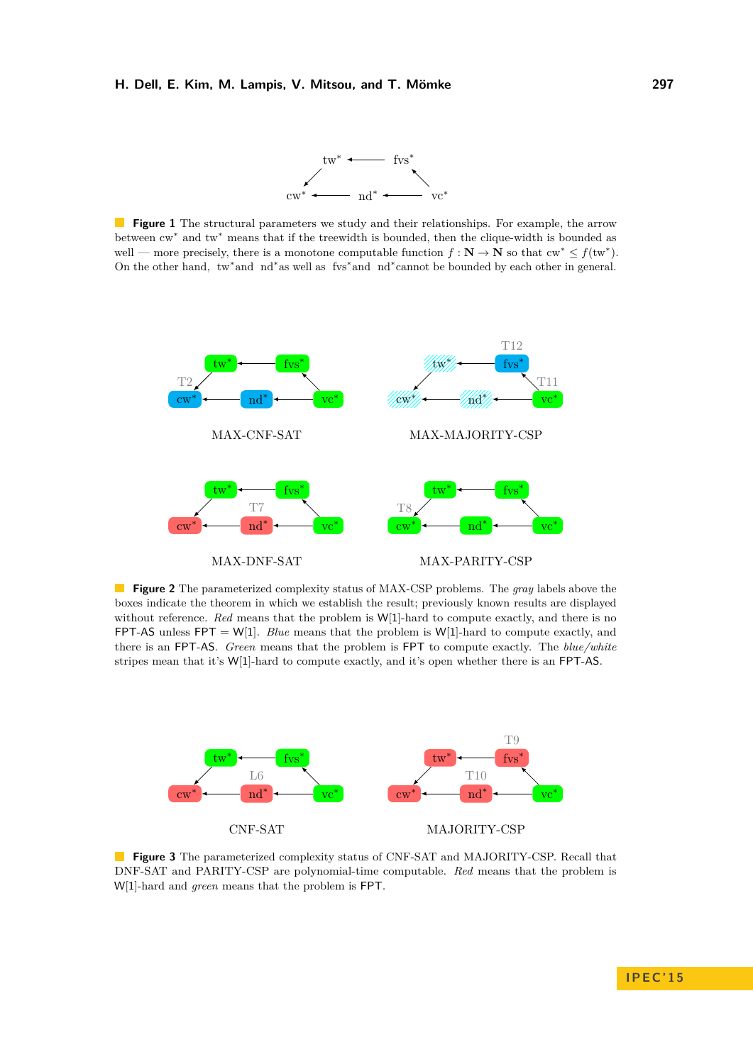**Figure 1** The structural parameters we study and their relationships. For example, the arrow between $\mathrm{cw}^*$ and $\mathrm{tw}^*$ means that if the treewidth is bounded, then the clique-width is bounded as well — more precisely, there is a monotone computable function $f : \mathbf{N} \to \mathbf{N}$ so that $\mathrm{cw}^* \leq f(\mathrm{tw}^*)$. On the other hand, $\mathrm{tw}^*$and $\mathrm{nd}^*$as well as $\mathrm{fvs}^*$and $\mathrm{nd}^*$cannot be bounded by each other in general.

**Figure 2** The parameterized complexity status of MAX-CSP problems. The *gray* labels above the boxes indicate the theorem in which we establish the result; previously known results are displayed without reference. *Red* means that the problem is W[1]-hard to compute exactly, and there is no FPT-AS unless FPT = W[1]. *Blue* means that the problem is W[1]-hard to compute exactly, and there is an FPT-AS. *Green* means that the problem is FPT to compute exactly. The *blue/white* stripes mean that it's W[1]-hard to compute exactly, and it's open whether there is an FPT-AS.

**Figure 3** The parameterized complexity status of CNF-SAT and MAJORITY-CSP. Recall that DNF-SAT and PARITY-CSP are polynomial-time computable. *Red* means that the problem is W[1]-hard and *green* means that the problem is FPT.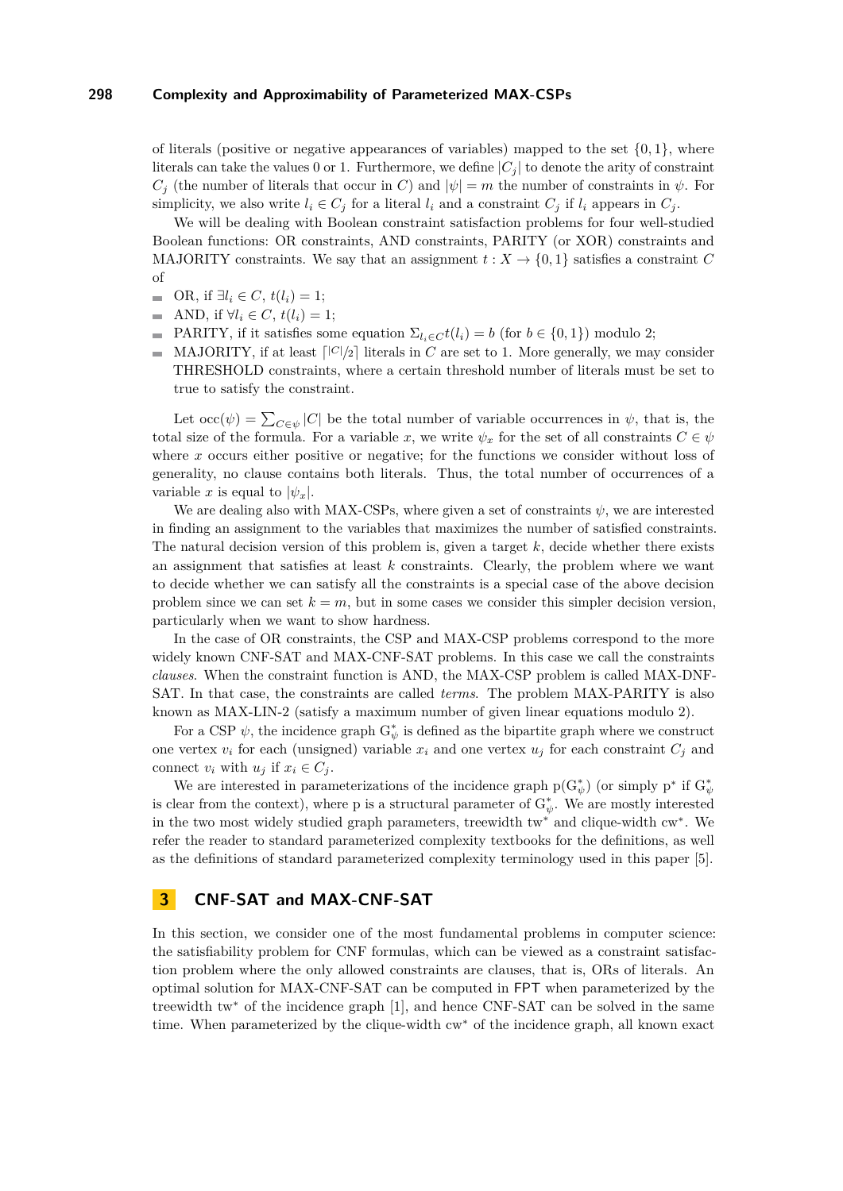of literals (positive or negative appearances of variables) mapped to the set $\{0,1\}$, where literals can take the values 0 or 1. Furthermore, we define $|C_j|$ to denote the arity of constraint $C_j$ (the number of literals that occur in $C$) and $|\psi| = m$ the number of constraints in $\psi$. For simplicity, we also write $l_i \in C_j$ for a literal $l_i$ and a constraint $C_j$ if $l_i$ appears in $C_j$.

We will be dealing with Boolean constraint satisfaction problems for four well-studied Boolean functions: OR constraints, AND constraints, PARITY (or XOR) constraints and MAJORITY constraints. We say that an assignment $t : X \to \{0,1\}$ satisfies a constraint $C$ of

- OR, if $\exists l_i \in C$, $t(l_i) = 1$;
- AND, if $\forall l_i \in C$, $t(l_i) = 1$;
- PARITY, if it satisfies some equation $\Sigma_{l_i \in C} t(l_i) = b$ (for $b \in \{0,1\}$) modulo 2;
- MAJORITY, if at least $\lceil |C|/2 \rceil$ literals in $C$ are set to 1. More generally, we may consider THRESHOLD constraints, where a certain threshold number of literals must be set to true to satisfy the constraint.

Let $\text{occ}(\psi) = \sum_{C \in \psi} |C|$ be the total number of variable occurrences in $\psi$, that is, the total size of the formula. For a variable $x$, we write $\psi_x$ for the set of all constraints $C \in \psi$ where $x$ occurs either positive or negative; for the functions we consider without loss of generality, no clause contains both literals. Thus, the total number of occurrences of a variable $x$ is equal to $|\psi_x|$.

We are dealing also with MAX-CSPs, where given a set of constraints $\psi$, we are interested in finding an assignment to the variables that maximizes the number of satisfied constraints. The natural decision version of this problem is, given a target $k$, decide whether there exists an assignment that satisfies at least $k$ constraints. Clearly, the problem where we want to decide whether we can satisfy all the constraints is a special case of the above decision problem since we can set $k = m$, but in some cases we consider this simpler decision version, particularly when we want to show hardness.

In the case of OR constraints, the CSP and MAX-CSP problems correspond to the more widely known CNF-SAT and MAX-CNF-SAT problems. In this case we call the constraints *clauses*. When the constraint function is AND, the MAX-CSP problem is called MAX-DNF-SAT. In that case, the constraints are called *terms*. The problem MAX-PARITY is also known as MAX-LIN-2 (satisfy a maximum number of given linear equations modulo 2).

For a CSP $\psi$, the incidence graph $\text{G}^*_\psi$ is defined as the bipartite graph where we construct one vertex $v_i$ for each (unsigned) variable $x_i$ and one vertex $u_j$ for each constraint $C_j$ and connect $v_i$ with $u_j$ if $x_i \in C_j$.

We are interested in parameterizations of the incidence graph $\text{p}(\text{G}^*_\psi)$ (or simply $\text{p}^*$ if $\text{G}^*_\psi$ is clear from the context), where p is a structural parameter of $\text{G}^*_\psi$. We are mostly interested in the two most widely studied graph parameters, treewidth $\text{tw}^*$ and clique-width $\text{cw}^*$. We refer the reader to standard parameterized complexity textbooks for the definitions, as well as the definitions of standard parameterized complexity terminology used in this paper [5].

## 3 CNF-SAT and MAX-CNF-SAT

In this section, we consider one of the most fundamental problems in computer science: the satisfiability problem for CNF formulas, which can be viewed as a constraint satisfaction problem where the only allowed constraints are clauses, that is, ORs of literals. An optimal solution for MAX-CNF-SAT can be computed in FPT when parameterized by the treewidth $\text{tw}^*$ of the incidence graph [1], and hence CNF-SAT can be solved in the same time. When parameterized by the clique-width $\text{cw}^*$ of the incidence graph, all known exact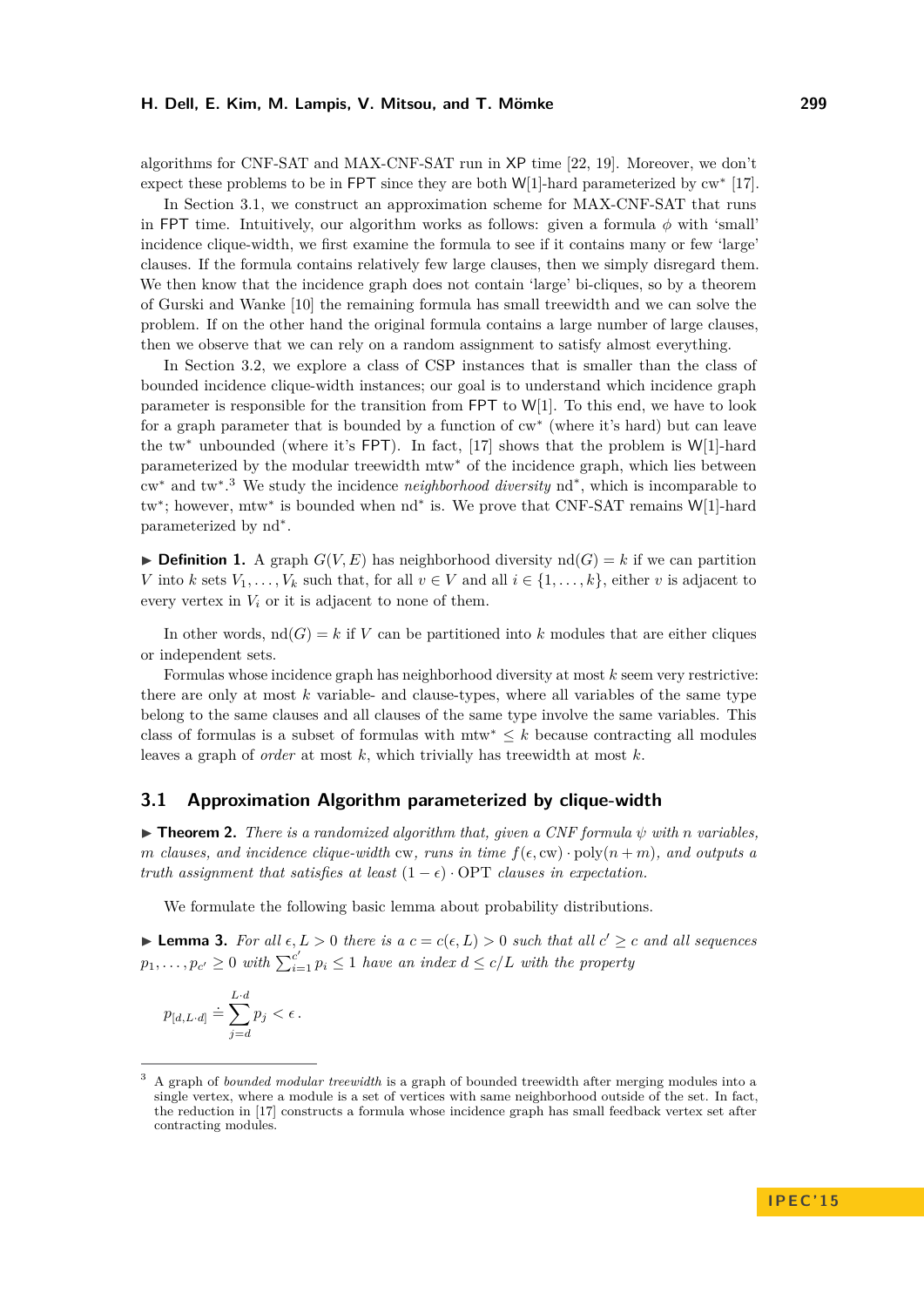algorithms for CNF-SAT and MAX-CNF-SAT run in XP time [22, 19]. Moreover, we don't expect these problems to be in FPT since they are both W[1]-hard parameterized by $\text{cw}^*$ [17].

In Section 3.1, we construct an approximation scheme for MAX-CNF-SAT that runs in FPT time. Intuitively, our algorithm works as follows: given a formula $\phi$ with 'small' incidence clique-width, we first examine the formula to see if it contains many or few 'large' clauses. If the formula contains relatively few large clauses, then we simply disregard them. We then know that the incidence graph does not contain 'large' bi-cliques, so by a theorem of Gurski and Wanke [10] the remaining formula has small treewidth and we can solve the problem. If on the other hand the original formula contains a large number of large clauses, then we observe that we can rely on a random assignment to satisfy almost everything.

In Section 3.2, we explore a class of CSP instances that is smaller than the class of bounded incidence clique-width instances; our goal is to understand which incidence graph parameter is responsible for the transition from FPT to W[1]. To this end, we have to look for a graph parameter that is bounded by a function of $\text{cw}^*$ (where it's hard) but can leave the $\text{tw}^*$ unbounded (where it's FPT). In fact, [17] shows that the problem is W[1]-hard parameterized by the modular treewidth $\text{mtw}^*$ of the incidence graph, which lies between $\text{cw}^*$ and $\text{tw}^*$.[3] We study the incidence *neighborhood diversity* $\text{nd}^*$, which is incomparable to $\text{tw}^*$; however, $\text{mtw}^*$ is bounded when $\text{nd}^*$ is. We prove that CNF-SAT remains W[1]-hard parameterized by $\text{nd}^*$.

▶ **Definition 1.** A graph $G(V, E)$ has neighborhood diversity $\text{nd}(G) = k$ if we can partition $V$ into $k$ sets $V_1, \ldots, V_k$ such that, for all $v \in V$ and all $i \in \{1, \ldots, k\}$, either $v$ is adjacent to every vertex in $V_i$ or it is adjacent to none of them.

In other words, $\text{nd}(G) = k$ if $V$ can be partitioned into $k$ modules that are either cliques or independent sets.

Formulas whose incidence graph has neighborhood diversity at most $k$ seem very restrictive: there are only at most $k$ variable- and clause-types, where all variables of the same type belong to the same clauses and all clauses of the same type involve the same variables. This class of formulas is a subset of formulas with $\text{mtw}^* \le k$ because contracting all modules leaves a graph of *order* at most $k$, which trivially has treewidth at most $k$.

## 3.1 Approximation Algorithm parameterized by clique-width

▶ **Theorem 2.** *There is a randomized algorithm that, given a CNF formula $\psi$ with $n$ variables, $m$ clauses, and incidence clique-width* cw*, runs in time $f(\epsilon, \text{cw}) \cdot \text{poly}(n + m)$, and outputs a truth assignment that satisfies at least $(1 - \epsilon) \cdot \text{OPT}$ clauses in expectation.*

We formulate the following basic lemma about probability distributions.

▶ **Lemma 3.** *For all $\epsilon, L > 0$ there is a $c = c(\epsilon, L) > 0$ such that all $c' \ge c$ and all sequences $p_1, \ldots, p_{c'} \ge 0$ with $\sum_{i=1}^{c'} p_i \le 1$ have an index $d \le c/L$ with the property*

$$p_{[d, L \cdot d]} \doteq \sum_{j=d}^{L \cdot d} p_j < \epsilon \,.$$

[3] A graph of *bounded modular treewidth* is a graph of bounded treewidth after merging modules into a single vertex, where a module is a set of vertices with same neighborhood outside of the set. In fact, the reduction in [17] constructs a formula whose incidence graph has small feedback vertex set after contracting modules.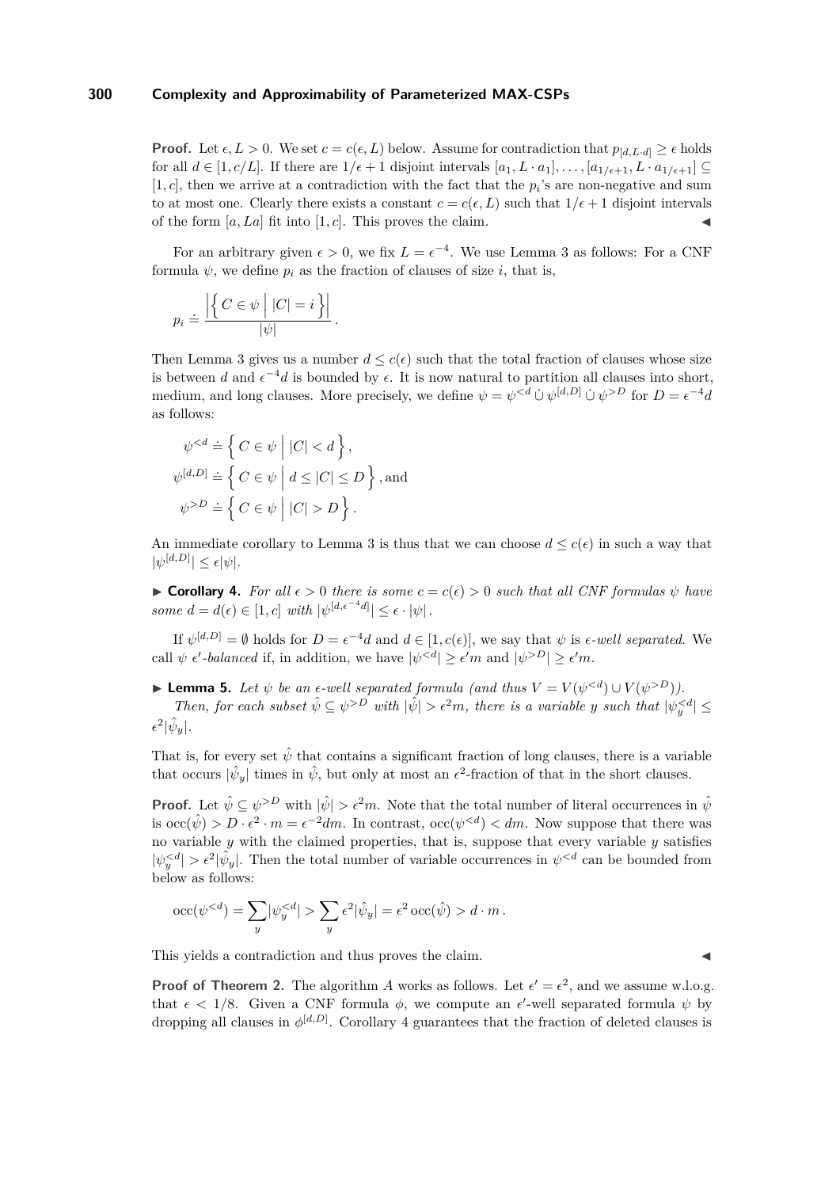**Proof.** Let $\epsilon, L > 0$. We set $c = c(\epsilon, L)$ below. Assume for contradiction that $p_{[d,L\cdot d]} \geq \epsilon$ holds for all $d \in [1, c/L]$. If there are $1/\epsilon + 1$ disjoint intervals $[a_1, L \cdot a_1], \ldots, [a_{1/\epsilon+1}, L \cdot a_{1/\epsilon+1}] \subseteq [1, c]$, then we arrive at a contradiction with the fact that the $p_i$'s are non-negative and sum to at most one. Clearly there exists a constant $c = c(\epsilon, L)$ such that $1/\epsilon + 1$ disjoint intervals of the form $[a, La]$ fit into $[1, c]$. This proves the claim. ◀

For an arbitrary given $\epsilon > 0$, we fix $L = \epsilon^{-4}$. We use Lemma 3 as follows: For a CNF formula $\psi$, we define $p_i$ as the fraction of clauses of size $i$, that is,

$$p_i \doteq \frac{\left|\left\{ C \in \psi \;\middle|\; |C| = i \right\}\right|}{|\psi|}.$$

Then Lemma 3 gives us a number $d \leq c(\epsilon)$ such that the total fraction of clauses whose size is between $d$ and $\epsilon^{-4}d$ is bounded by $\epsilon$. It is now natural to partition all clauses into short, medium, and long clauses. More precisely, we define $\psi = \psi^{<d} \,\dot\cup\, \psi^{[d,D]} \,\dot\cup\, \psi^{>D}$ for $D = \epsilon^{-4}d$ as follows:

$$\begin{aligned}
\psi^{<d} &\doteq \left\{ C \in \psi \;\middle|\; |C| < d \right\}, \\
\psi^{[d,D]} &\doteq \left\{ C \in \psi \;\middle|\; d \leq |C| \leq D \right\}, \text{and} \\
\psi^{>D} &\doteq \left\{ C \in \psi \;\middle|\; |C| > D \right\}.
\end{aligned}$$

An immediate corollary to Lemma 3 is thus that we can choose $d \leq c(\epsilon)$ in such a way that $|\psi^{[d,D]}| \leq \epsilon|\psi|$.

▶ **Corollary 4.** *For all $\epsilon > 0$ there is some $c = c(\epsilon) > 0$ such that all CNF formulas $\psi$ have some $d = d(\epsilon) \in [1, c]$ with $|\psi^{[d,\epsilon^{-4}d]}| \leq \epsilon \cdot |\psi|$.*

If $\psi^{[d,D]} = \emptyset$ holds for $D = \epsilon^{-4}d$ and $d \in [1, c(\epsilon)]$, we say that $\psi$ is *$\epsilon$-well separated*. We call $\psi$ *$\epsilon'$-balanced* if, in addition, we have $|\psi^{<d}| \geq \epsilon' m$ and $|\psi^{>D}| \geq \epsilon' m$.

▶ **Lemma 5.** *Let $\psi$ be an $\epsilon$-well separated formula (and thus $V = V(\psi^{<d}) \cup V(\psi^{>D})$).*

*Then, for each subset $\hat\psi \subseteq \psi^{>D}$ with $|\hat\psi| > \epsilon^2 m$, there is a variable $y$ such that $|\psi_y^{<d}| \leq \epsilon^2 |\hat\psi_y|$.*

That is, for every set $\hat\psi$ that contains a significant fraction of long clauses, there is a variable that occurs $|\hat\psi_y|$ times in $\hat\psi$, but only at most an $\epsilon^2$-fraction of that in the short clauses.

**Proof.** Let $\hat\psi \subseteq \psi^{>D}$ with $|\hat\psi| > \epsilon^2 m$. Note that the total number of literal occurrences in $\hat\psi$ is $\mathrm{occ}(\hat\psi) > D \cdot \epsilon^2 \cdot m = \epsilon^{-2} dm$. In contrast, $\mathrm{occ}(\psi^{<d}) < dm$. Now suppose that there was no variable $y$ with the claimed properties, that is, suppose that every variable $y$ satisfies $|\psi_y^{<d}| > \epsilon^2 |\hat\psi_y|$. Then the total number of variable occurrences in $\psi^{<d}$ can be bounded from below as follows:

$$\mathrm{occ}(\psi^{<d}) = \sum_y |\psi_y^{<d}| > \sum_y \epsilon^2 |\hat\psi_y| = \epsilon^2 \,\mathrm{occ}(\hat\psi) > d \cdot m\,.$$

This yields a contradiction and thus proves the claim. ◀

**Proof of Theorem 2.** The algorithm $A$ works as follows. Let $\epsilon' = \epsilon^2$, and we assume w.l.o.g. that $\epsilon < 1/8$. Given a CNF formula $\phi$, we compute an $\epsilon'$-well separated formula $\psi$ by dropping all clauses in $\phi^{[d,D]}$. Corollary 4 guarantees that the fraction of deleted clauses is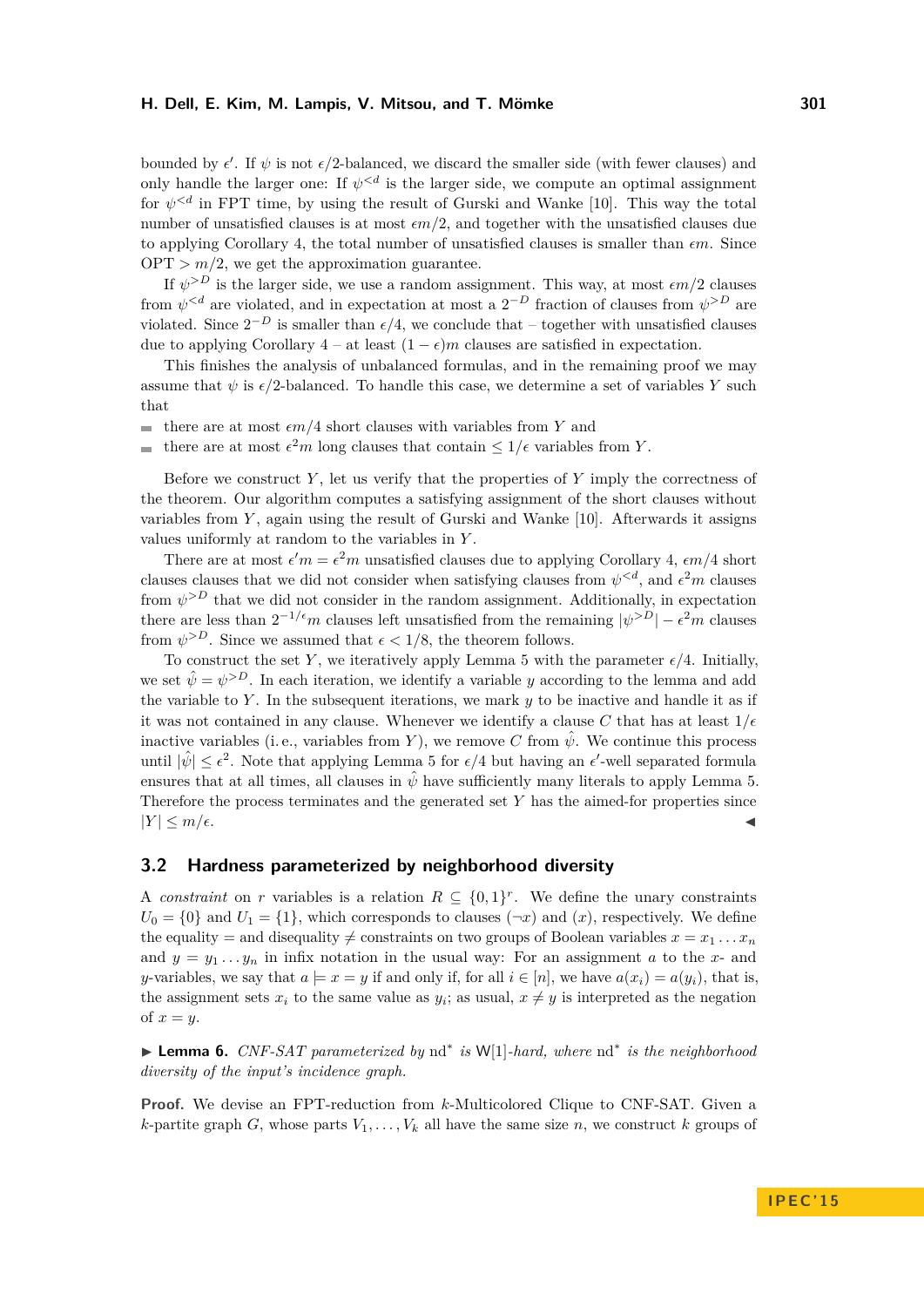bounded by $\epsilon'$. If $\psi$ is not $\epsilon/2$-balanced, we discard the smaller side (with fewer clauses) and only handle the larger one: If $\psi^{<d}$ is the larger side, we compute an optimal assignment for $\psi^{<d}$ in FPT time, by using the result of Gurski and Wanke [10]. This way the total number of unsatisfied clauses is at most $\epsilon m/2$, and together with the unsatisfied clauses due to applying Corollary 4, the total number of unsatisfied clauses is smaller than $\epsilon m$. Since $\mathrm{OPT} > m/2$, we get the approximation guarantee.

If $\psi^{>D}$ is the larger side, we use a random assignment. This way, at most $\epsilon m/2$ clauses from $\psi^{<d}$ are violated, and in expectation at most a $2^{-D}$ fraction of clauses from $\psi^{>D}$ are violated. Since $2^{-D}$ is smaller than $\epsilon/4$, we conclude that – together with unsatisfied clauses due to applying Corollary 4 – at least $(1-\epsilon)m$ clauses are satisfied in expectation.

This finishes the analysis of unbalanced formulas, and in the remaining proof we may assume that $\psi$ is $\epsilon/2$-balanced. To handle this case, we determine a set of variables $Y$ such that

- there are at most $\epsilon m/4$ short clauses with variables from $Y$ and
- there are at most $\epsilon^2 m$ long clauses that contain $\leq 1/\epsilon$ variables from $Y$.

Before we construct $Y$, let us verify that the properties of $Y$ imply the correctness of the theorem. Our algorithm computes a satisfying assignment of the short clauses without variables from $Y$, again using the result of Gurski and Wanke [10]. Afterwards it assigns values uniformly at random to the variables in $Y$.

There are at most $\epsilon' m = \epsilon^2 m$ unsatisfied clauses due to applying Corollary 4, $\epsilon m/4$ short clauses clauses that we did not consider when satisfying clauses from $\psi^{<d}$, and $\epsilon^2 m$ clauses from $\psi^{>D}$ that we did not consider in the random assignment. Additionally, in expectation there are less than $2^{-1/\epsilon} m$ clauses left unsatisfied from the remaining $|\psi^{>D}| - \epsilon^2 m$ clauses from $\psi^{>D}$. Since we assumed that $\epsilon < 1/8$, the theorem follows.

To construct the set $Y$, we iteratively apply Lemma 5 with the parameter $\epsilon/4$. Initially, we set $\hat{\psi} = \psi^{>D}$. In each iteration, we identify a variable $y$ according to the lemma and add the variable to $Y$. In the subsequent iterations, we mark $y$ to be inactive and handle it as if it was not contained in any clause. Whenever we identify a clause $C$ that has at least $1/\epsilon$ inactive variables (i. e., variables from $Y$), we remove $C$ from $\hat{\psi}$. We continue this process until $|\hat{\psi}| \leq \epsilon^2$. Note that applying Lemma 5 for $\epsilon/4$ but having an $\epsilon'$-well separated formula ensures that at all times, all clauses in $\hat{\psi}$ have sufficiently many literals to apply Lemma 5. Therefore the process terminates and the generated set $Y$ has the aimed-for properties since $|Y| \leq m/\epsilon$. ◀

## 3.2 Hardness parameterized by neighborhood diversity

A *constraint* on $r$ variables is a relation $R \subseteq \{0,1\}^r$. We define the unary constraints $U_0 = \{0\}$ and $U_1 = \{1\}$, which corresponds to clauses $(\neg x)$ and $(x)$, respectively. We define the equality $=$ and disequality $\neq$ constraints on two groups of Boolean variables $x = x_1 \ldots x_n$ and $y = y_1 \ldots y_n$ in infix notation in the usual way: For an assignment $a$ to the $x$- and $y$-variables, we say that $a \models x = y$ if and only if, for all $i \in [n]$, we have $a(x_i) = a(y_i)$, that is, the assignment sets $x_i$ to the same value as $y_i$; as usual, $x \neq y$ is interpreted as the negation of $x = y$.

▶ **Lemma 6.** *CNF-SAT parameterized by* $\mathrm{nd}^*$ *is* $\mathsf{W}[1]$*-hard, where* $\mathrm{nd}^*$ *is the neighborhood diversity of the input's incidence graph.*

**Proof.** We devise an FPT-reduction from $k$-Multicolored Clique to CNF-SAT. Given a $k$-partite graph $G$, whose parts $V_1, \ldots, V_k$ all have the same size $n$, we construct $k$ groups of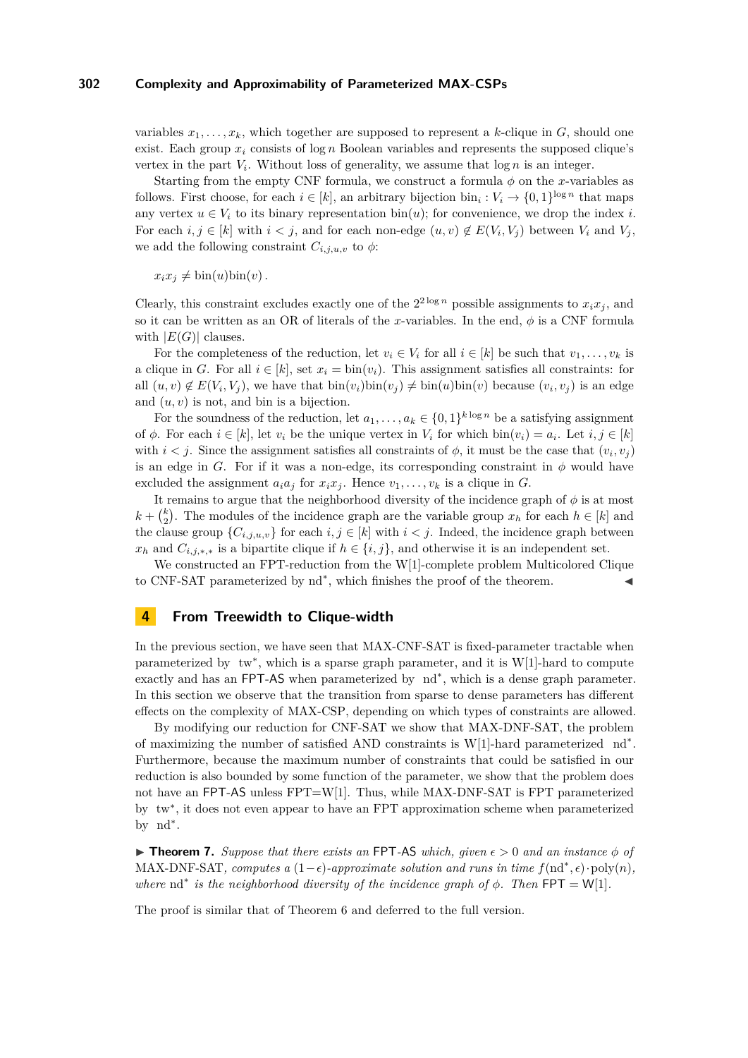variables $x_1, \dots, x_k$, which together are supposed to represent a $k$-clique in $G$, should one exist. Each group $x_i$ consists of $\log n$ Boolean variables and represents the supposed clique's vertex in the part $V_i$. Without loss of generality, we assume that $\log n$ is an integer.

Starting from the empty CNF formula, we construct a formula $\phi$ on the $x$-variables as follows. First choose, for each $i \in [k]$, an arbitrary bijection $\mathrm{bin}_i : V_i \to \{0,1\}^{\log n}$ that maps any vertex $u \in V_i$ to its binary representation $\mathrm{bin}(u)$; for convenience, we drop the index $i$. For each $i, j \in [k]$ with $i < j$, and for each non-edge $(u, v) \notin E(V_i, V_j)$ between $V_i$ and $V_j$, we add the following constraint $C_{i,j,u,v}$ to $\phi$:

$$x_i x_j \neq \mathrm{bin}(u)\mathrm{bin}(v)\,.$$

Clearly, this constraint excludes exactly one of the $2^{2\log n}$ possible assignments to $x_i x_j$, and so it can be written as an OR of literals of the $x$-variables. In the end, $\phi$ is a CNF formula with $|E(G)|$ clauses.

For the completeness of the reduction, let $v_i \in V_i$ for all $i \in [k]$ be such that $v_1, \dots, v_k$ is a clique in $G$. For all $i \in [k]$, set $x_i = \mathrm{bin}(v_i)$. This assignment satisfies all constraints: for all $(u, v) \notin E(V_i, V_j)$, we have that $\mathrm{bin}(v_i)\mathrm{bin}(v_j) \neq \mathrm{bin}(u)\mathrm{bin}(v)$ because $(v_i, v_j)$ is an edge and $(u, v)$ is not, and bin is a bijection.

For the soundness of the reduction, let $a_1, \dots, a_k \in \{0,1\}^{k \log n}$ be a satisfying assignment of $\phi$. For each $i \in [k]$, let $v_i$ be the unique vertex in $V_i$ for which $\mathrm{bin}(v_i) = a_i$. Let $i, j \in [k]$ with $i < j$. Since the assignment satisfies all constraints of $\phi$, it must be the case that $(v_i, v_j)$ is an edge in $G$. For if it was a non-edge, its corresponding constraint in $\phi$ would have excluded the assignment $a_i a_j$ for $x_i x_j$. Hence $v_1, \dots, v_k$ is a clique in $G$.

It remains to argue that the neighborhood diversity of the incidence graph of $\phi$ is at most $k + \binom{k}{2}$. The modules of the incidence graph are the variable group $x_h$ for each $h \in [k]$ and the clause group $\{C_{i,j,u,v}\}$ for each $i, j \in [k]$ with $i < j$. Indeed, the incidence graph between $x_h$ and $C_{i,j,*,*}$ is a bipartite clique if $h \in \{i, j\}$, and otherwise it is an independent set.

We constructed an FPT-reduction from the W[1]-complete problem Multicolored Clique to CNF-SAT parameterized by $\mathrm{nd}^*$, which finishes the proof of the theorem. ◀

## 4 From Treewidth to Clique-width

In the previous section, we have seen that MAX-CNF-SAT is fixed-parameter tractable when parameterized by $\mathrm{tw}^*$, which is a sparse graph parameter, and it is W[1]-hard to compute exactly and has an FPT-AS when parameterized by $\mathrm{nd}^*$, which is a dense graph parameter. In this section we observe that the transition from sparse to dense parameters has different effects on the complexity of MAX-CSP, depending on which types of constraints are allowed.

By modifying our reduction for CNF-SAT we show that MAX-DNF-SAT, the problem of maximizing the number of satisfied AND constraints is W[1]-hard parameterized $\mathrm{nd}^*$. Furthermore, because the maximum number of constraints that could be satisfied in our reduction is also bounded by some function of the parameter, we show that the problem does not have an FPT-AS unless FPT=W[1]. Thus, while MAX-DNF-SAT is FPT parameterized by $\mathrm{tw}^*$, it does not even appear to have an FPT approximation scheme when parameterized by $\mathrm{nd}^*$.

▶ **Theorem 7.** *Suppose that there exists an* FPT-AS *which, given $\epsilon > 0$ and an instance $\phi$ of* MAX-DNF-SAT*, computes a $(1-\epsilon)$-approximate solution and runs in time $f(\mathrm{nd}^*, \epsilon) \cdot \mathrm{poly}(n)$, where $\mathrm{nd}^*$ is the neighborhood diversity of the incidence graph of $\phi$. Then* FPT = W[1].

The proof is similar that of Theorem 6 and deferred to the full version.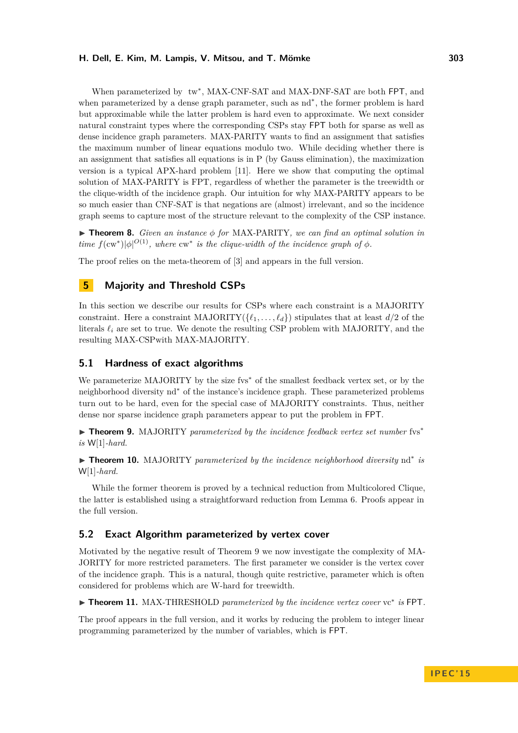When parameterized by $\text{tw}^*$, MAX-CNF-SAT and MAX-DNF-SAT are both FPT, and when parameterized by a dense graph parameter, such as $\text{nd}^*$, the former problem is hard but approximable while the latter problem is hard even to approximate. We next consider natural constraint types where the corresponding CSPs stay FPT both for sparse as well as dense incidence graph parameters. MAX-PARITY wants to find an assignment that satisfies the maximum number of linear equations modulo two. While deciding whether there is an assignment that satisfies all equations is in P (by Gauss elimination), the maximization version is a typical APX-hard problem [11]. Here we show that computing the optimal solution of MAX-PARITY is FPT, regardless of whether the parameter is the treewidth or the clique-width of the incidence graph. Our intuition for why MAX-PARITY appears to be so much easier than CNF-SAT is that negations are (almost) irrelevant, and so the incidence graph seems to capture most of the structure relevant to the complexity of the CSP instance.

▶ **Theorem 8.** *Given an instance $\phi$ for* MAX-PARITY*, we can find an optimal solution in time $f(\text{cw}^*)|\phi|^{O(1)}$, where $\text{cw}^*$ is the clique-width of the incidence graph of $\phi$.*

The proof relies on the meta-theorem of [3] and appears in the full version.

## 5 Majority and Threshold CSPs

In this section we describe our results for CSPs where each constraint is a MAJORITY constraint. Here a constraint $\text{MAJORITY}(\{\ell_1, \ldots, \ell_d\})$ stipulates that at least $d/2$ of the literals $\ell_i$ are set to true. We denote the resulting CSP problem with MAJORITY, and the resulting MAX-CSPwith MAX-MAJORITY.

### 5.1 Hardness of exact algorithms

We parameterize MAJORITY by the size $\text{fvs}^*$ of the smallest feedback vertex set, or by the neighborhood diversity $\text{nd}^*$ of the instance's incidence graph. These parameterized problems turn out to be hard, even for the special case of MAJORITY constraints. Thus, neither dense nor sparse incidence graph parameters appear to put the problem in FPT.

▶ **Theorem 9.** MAJORITY *parameterized by the incidence feedback vertex set number $\text{fvs}^*$ is* W[1]*-hard.*

▶ **Theorem 10.** MAJORITY *parameterized by the incidence neighborhood diversity $\text{nd}^*$ is* W[1]*-hard.*

While the former theorem is proved by a technical reduction from Multicolored Clique, the latter is established using a straightforward reduction from Lemma 6. Proofs appear in the full version.

### 5.2 Exact Algorithm parameterized by vertex cover

Motivated by the negative result of Theorem 9 we now investigate the complexity of MAJORITY for more restricted parameters. The first parameter we consider is the vertex cover of the incidence graph. This is a natural, though quite restrictive, parameter which is often considered for problems which are W-hard for treewidth.

▶ **Theorem 11.** MAX-THRESHOLD *parameterized by the incidence vertex cover $\text{vc}^*$ is* FPT.

The proof appears in the full version, and it works by reducing the problem to integer linear programming parameterized by the number of variables, which is FPT.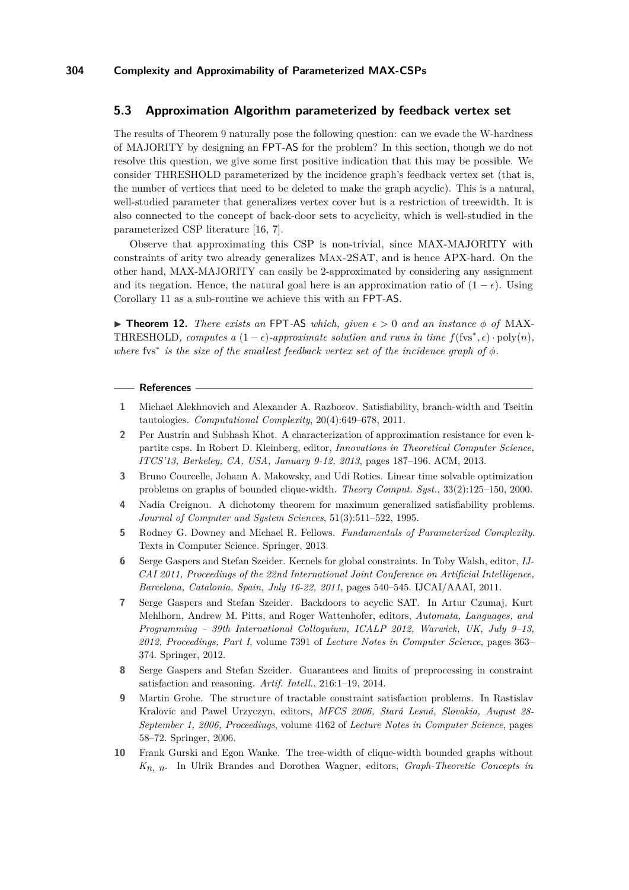### 5.3 Approximation Algorithm parameterized by feedback vertex set

The results of Theorem 9 naturally pose the following question: can we evade the W-hardness of MAJORITY by designing an FPT-AS for the problem? In this section, though we do not resolve this question, we give some first positive indication that this may be possible. We consider THRESHOLD parameterized by the incidence graph's feedback vertex set (that is, the number of vertices that need to be deleted to make the graph acyclic). This is a natural, well-studied parameter that generalizes vertex cover but is a restriction of treewidth. It is also connected to the concept of back-door sets to acyclicity, which is well-studied in the parameterized CSP literature [16, 7].

Observe that approximating this CSP is non-trivial, since MAX-MAJORITY with constraints of arity two already generalizes MAX-2SAT, and is hence APX-hard. On the other hand, MAX-MAJORITY can easily be 2-approximated by considering any assignment and its negation. Hence, the natural goal here is an approximation ratio of $(1 - \epsilon)$. Using Corollary 11 as a sub-routine we achieve this with an FPT-AS.

▶ **Theorem 12.** *There exists an* FPT-AS *which, given $\epsilon > 0$ and an instance $\phi$ of* MAX-THRESHOLD*, computes a $(1 - \epsilon)$-approximate solution and runs in time $f(\text{fvs}^*, \epsilon) \cdot \text{poly}(n)$, where $\text{fvs}^*$ is the size of the smallest feedback vertex set of the incidence graph of $\phi$.*

#### References

1. Michael Alekhnovich and Alexander A. Razborov. Satisfiability, branch-width and Tseitin tautologies. *Computational Complexity*, 20(4):649–678, 2011.
2. Per Austrin and Subhash Khot. A characterization of approximation resistance for even k-partite csps. In Robert D. Kleinberg, editor, *Innovations in Theoretical Computer Science, ITCS'13, Berkeley, CA, USA, January 9-12, 2013*, pages 187–196. ACM, 2013.
3. Bruno Courcelle, Johann A. Makowsky, and Udi Rotics. Linear time solvable optimization problems on graphs of bounded clique-width. *Theory Comput. Syst.*, 33(2):125–150, 2000.
4. Nadia Creignou. A dichotomy theorem for maximum generalized satisfiability problems. *Journal of Computer and System Sciences*, 51(3):511–522, 1995.
5. Rodney G. Downey and Michael R. Fellows. *Fundamentals of Parameterized Complexity*. Texts in Computer Science. Springer, 2013.
6. Serge Gaspers and Stefan Szeider. Kernels for global constraints. In Toby Walsh, editor, *IJCAI 2011, Proceedings of the 22nd International Joint Conference on Artificial Intelligence, Barcelona, Catalonia, Spain, July 16-22, 2011*, pages 540–545. IJCAI/AAAI, 2011.
7. Serge Gaspers and Stefan Szeider. Backdoors to acyclic SAT. In Artur Czumaj, Kurt Mehlhorn, Andrew M. Pitts, and Roger Wattenhofer, editors, *Automata, Languages, and Programming – 39th International Colloquium, ICALP 2012, Warwick, UK, July 9–13, 2012, Proceedings, Part I*, volume 7391 of *Lecture Notes in Computer Science*, pages 363–374. Springer, 2012.
8. Serge Gaspers and Stefan Szeider. Guarantees and limits of preprocessing in constraint satisfaction and reasoning. *Artif. Intell.*, 216:1–19, 2014.
9. Martin Grohe. The structure of tractable constraint satisfaction problems. In Rastislav Kralovic and Pawel Urzyczyn, editors, *MFCS 2006, Stará Lesná, Slovakia, August 28-September 1, 2006, Proceedings*, volume 4162 of *Lecture Notes in Computer Science*, pages 58–72. Springer, 2006.
10. Frank Gurski and Egon Wanke. The tree-width of clique-width bounded graphs without $K_{n,\, n}$. In Ulrik Brandes and Dorothea Wagner, editors, *Graph-Theoretic Concepts in*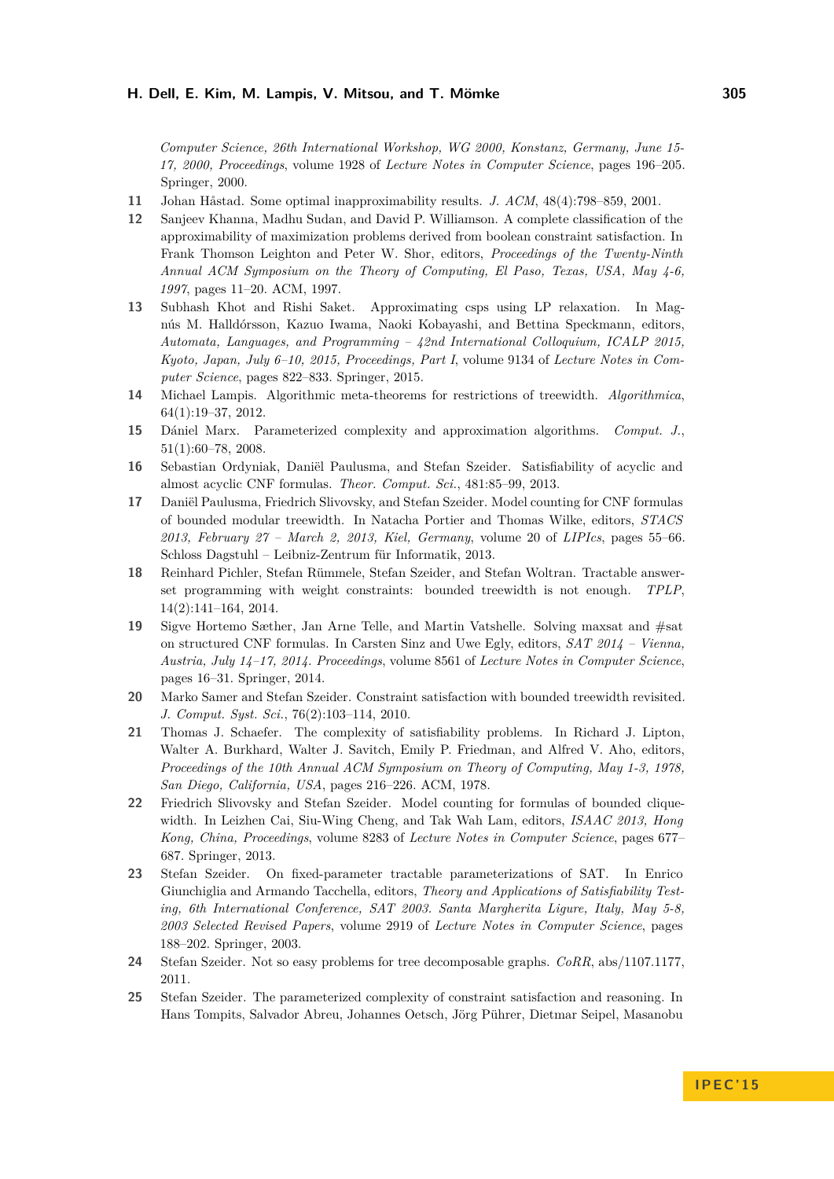*Computer Science, 26th International Workshop, WG 2000, Konstanz, Germany, June 15-17, 2000, Proceedings*, volume 1928 of *Lecture Notes in Computer Science*, pages 196–205. Springer, 2000.

11. Johan Håstad. Some optimal inapproximability results. *J. ACM*, 48(4):798–859, 2001.
12. Sanjeev Khanna, Madhu Sudan, and David P. Williamson. A complete classification of the approximability of maximization problems derived from boolean constraint satisfaction. In Frank Thomson Leighton and Peter W. Shor, editors, *Proceedings of the Twenty-Ninth Annual ACM Symposium on the Theory of Computing, El Paso, Texas, USA, May 4-6, 1997*, pages 11–20. ACM, 1997.
13. Subhash Khot and Rishi Saket. Approximating csps using LP relaxation. In Magnús M. Halldórsson, Kazuo Iwama, Naoki Kobayashi, and Bettina Speckmann, editors, *Automata, Languages, and Programming – 42nd International Colloquium, ICALP 2015, Kyoto, Japan, July 6–10, 2015, Proceedings, Part I*, volume 9134 of *Lecture Notes in Computer Science*, pages 822–833. Springer, 2015.
14. Michael Lampis. Algorithmic meta-theorems for restrictions of treewidth. *Algorithmica*, 64(1):19–37, 2012.
15. Dániel Marx. Parameterized complexity and approximation algorithms. *Comput. J.*, 51(1):60–78, 2008.
16. Sebastian Ordyniak, Daniël Paulusma, and Stefan Szeider. Satisfiability of acyclic and almost acyclic CNF formulas. *Theor. Comput. Sci.*, 481:85–99, 2013.
17. Daniël Paulusma, Friedrich Slivovsky, and Stefan Szeider. Model counting for CNF formulas of bounded modular treewidth. In Natacha Portier and Thomas Wilke, editors, *STACS 2013, February 27 – March 2, 2013, Kiel, Germany*, volume 20 of *LIPIcs*, pages 55–66. Schloss Dagstuhl – Leibniz-Zentrum für Informatik, 2013.
18. Reinhard Pichler, Stefan Rümmele, Stefan Szeider, and Stefan Woltran. Tractable answer-set programming with weight constraints: bounded treewidth is not enough. *TPLP*, 14(2):141–164, 2014.
19. Sigve Hortemo Sæther, Jan Arne Telle, and Martin Vatshelle. Solving maxsat and #sat on structured CNF formulas. In Carsten Sinz and Uwe Egly, editors, *SAT 2014 – Vienna, Austria, July 14–17, 2014. Proceedings*, volume 8561 of *Lecture Notes in Computer Science*, pages 16–31. Springer, 2014.
20. Marko Samer and Stefan Szeider. Constraint satisfaction with bounded treewidth revisited. *J. Comput. Syst. Sci.*, 76(2):103–114, 2010.
21. Thomas J. Schaefer. The complexity of satisfiability problems. In Richard J. Lipton, Walter A. Burkhard, Walter J. Savitch, Emily P. Friedman, and Alfred V. Aho, editors, *Proceedings of the 10th Annual ACM Symposium on Theory of Computing, May 1-3, 1978, San Diego, California, USA*, pages 216–226. ACM, 1978.
22. Friedrich Slivovsky and Stefan Szeider. Model counting for formulas of bounded clique-width. In Leizhen Cai, Siu-Wing Cheng, and Tak Wah Lam, editors, *ISAAC 2013, Hong Kong, China, Proceedings*, volume 8283 of *Lecture Notes in Computer Science*, pages 677–687. Springer, 2013.
23. Stefan Szeider. On fixed-parameter tractable parameterizations of SAT. In Enrico Giunchiglia and Armando Tacchella, editors, *Theory and Applications of Satisfiability Testing, 6th International Conference, SAT 2003. Santa Margherita Ligure, Italy, May 5-8, 2003 Selected Revised Papers*, volume 2919 of *Lecture Notes in Computer Science*, pages 188–202. Springer, 2003.
24. Stefan Szeider. Not so easy problems for tree decomposable graphs. *CoRR*, abs/1107.1177, 2011.
25. Stefan Szeider. The parameterized complexity of constraint satisfaction and reasoning. In Hans Tompits, Salvador Abreu, Johannes Oetsch, Jörg Pührer, Dietmar Seipel, Masanobu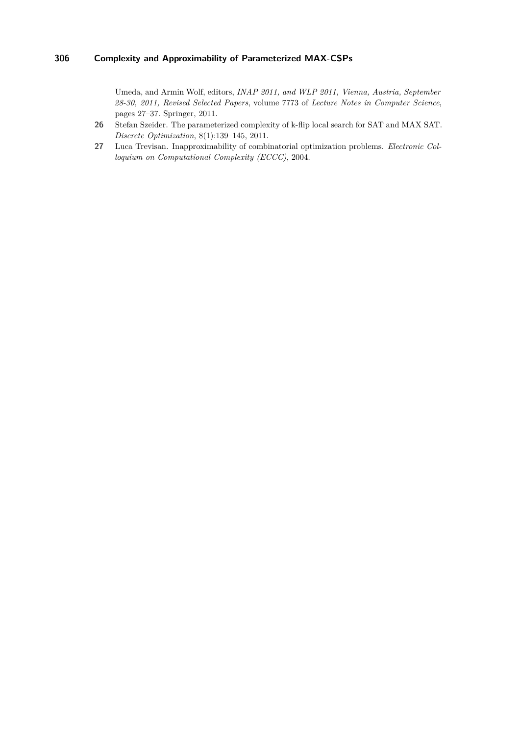Umeda, and Armin Wolf, editors, *INAP 2011, and WLP 2011, Vienna, Austria, September 28-30, 2011, Revised Selected Papers*, volume 7773 of *Lecture Notes in Computer Science*, pages 27–37. Springer, 2011.

**26** Stefan Szeider. The parameterized complexity of k-flip local search for SAT and MAX SAT. *Discrete Optimization*, 8(1):139–145, 2011.

**27** Luca Trevisan. Inapproximability of combinatorial optimization problems. *Electronic Colloquium on Computational Complexity (ECCC)*, 2004.